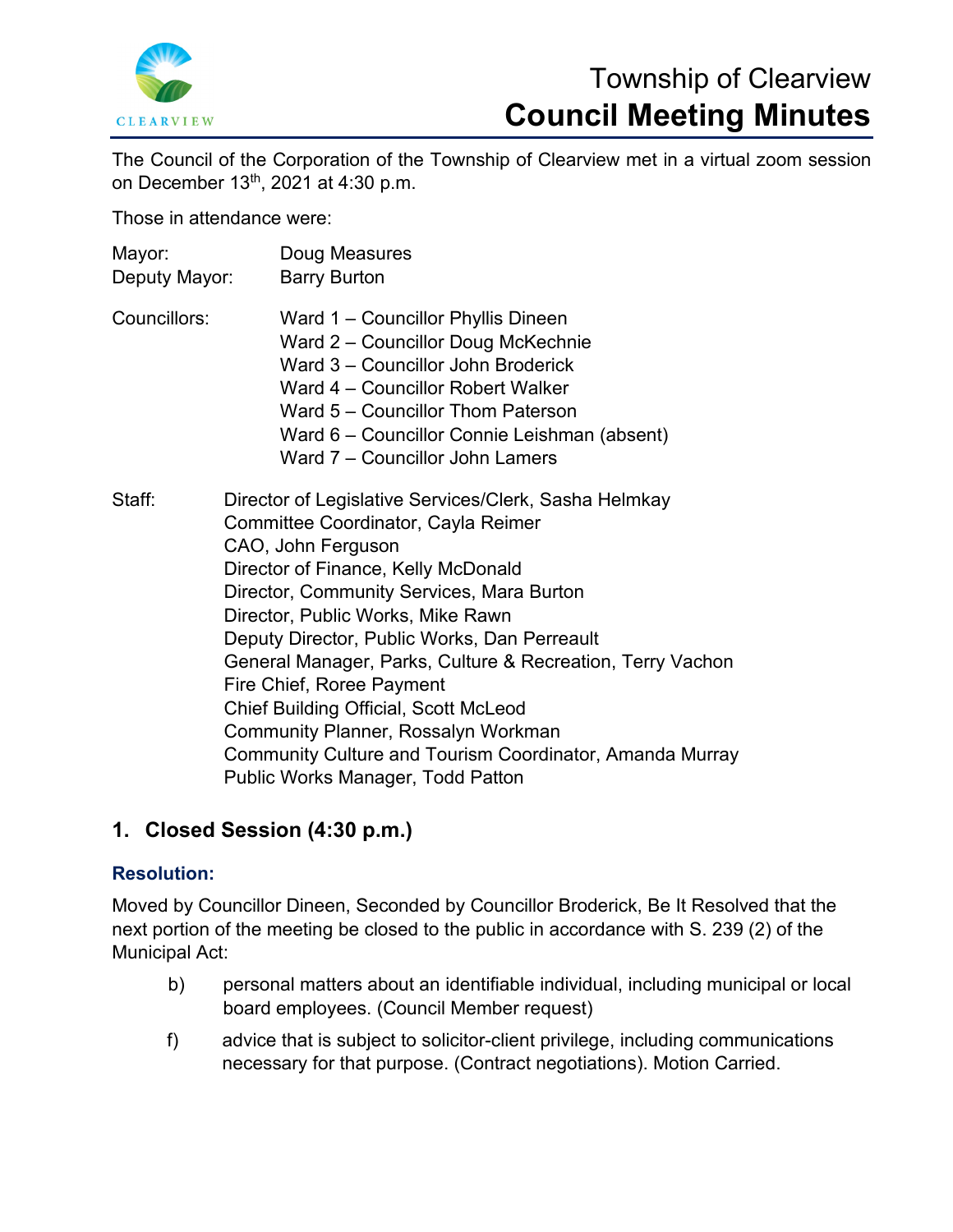# Township of Clearview
# Council Meeting Minutes

The Council of the Corporation of the Township of Clearview met in a virtual zoom session on December 13th, 2021 at 4:30 p.m.

Those in attendance were:

Mayor: Doug Measures
Deputy Mayor: Barry Burton

Councillors:
Ward 1 – Councillor Phyllis Dineen
Ward 2 – Councillor Doug McKechnie
Ward 3 – Councillor John Broderick
Ward 4 – Councillor Robert Walker
Ward 5 – Councillor Thom Paterson
Ward 6 – Councillor Connie Leishman (absent)
Ward 7 – Councillor John Lamers

Staff:
Director of Legislative Services/Clerk, Sasha Helmkay
Committee Coordinator, Cayla Reimer
CAO, John Ferguson
Director of Finance, Kelly McDonald
Director, Community Services, Mara Burton
Director, Public Works, Mike Rawn
Deputy Director, Public Works, Dan Perreault
General Manager, Parks, Culture & Recreation, Terry Vachon
Fire Chief, Roree Payment
Chief Building Official, Scott McLeod
Community Planner, Rossalyn Workman
Community Culture and Tourism Coordinator, Amanda Murray
Public Works Manager, Todd Patton

## 1. Closed Session (4:30 p.m.)

### Resolution:

Moved by Councillor Dineen, Seconded by Councillor Broderick, Be It Resolved that the next portion of the meeting be closed to the public in accordance with S. 239 (2) of the Municipal Act:

b) personal matters about an identifiable individual, including municipal or local board employees. (Council Member request)

f) advice that is subject to solicitor-client privilege, including communications necessary for that purpose. (Contract negotiations). Motion Carried.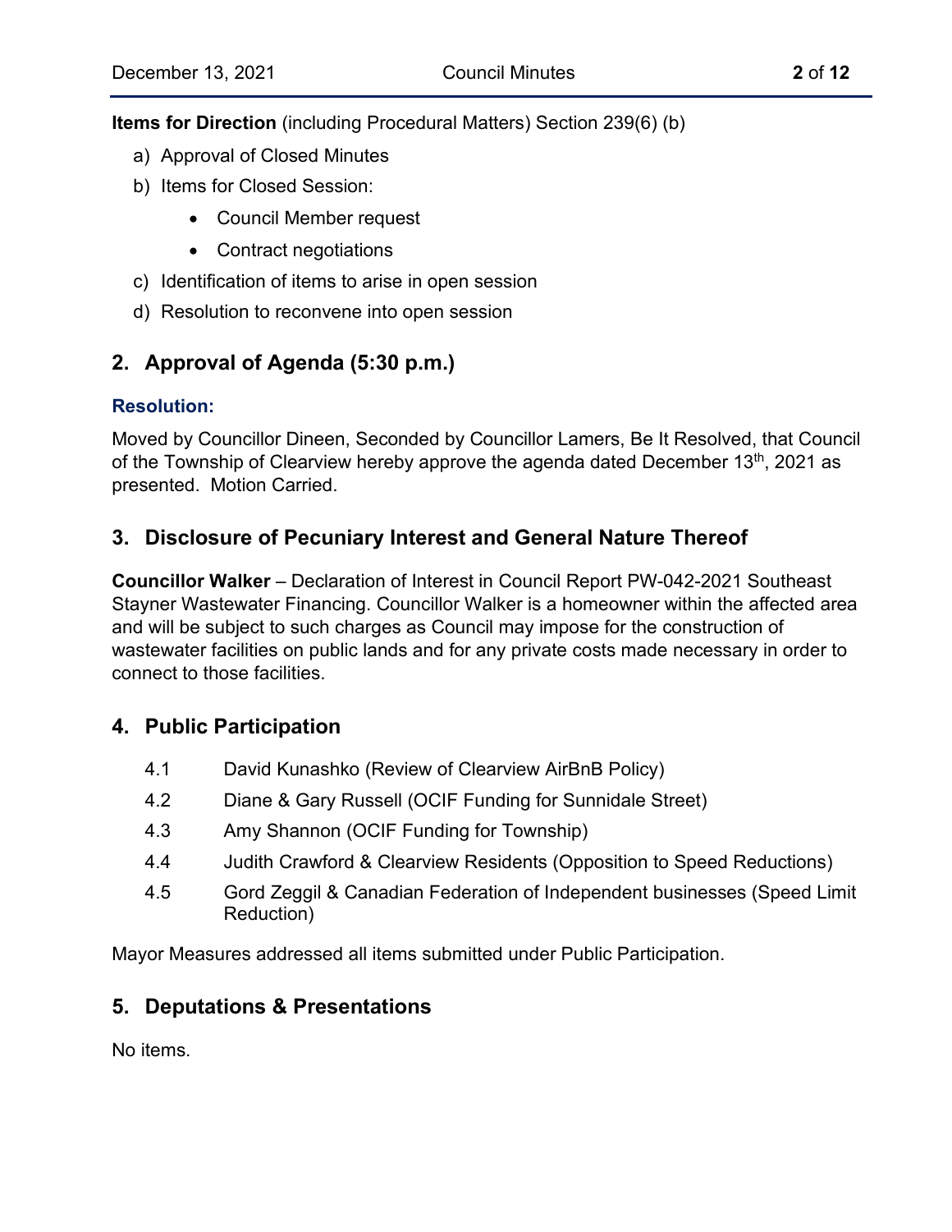**Items for Direction** (including Procedural Matters) Section 239(6) (b)

a) Approval of Closed Minutes
b) Items for Closed Session:
   - Council Member request
   - Contract negotiations
c) Identification of items to arise in open session
d) Resolution to reconvene into open session

## 2. Approval of Agenda (5:30 p.m.)

**Resolution:**

Moved by Councillor Dineen, Seconded by Councillor Lamers, Be It Resolved, that Council of the Township of Clearview hereby approve the agenda dated December 13th, 2021 as presented. Motion Carried.

## 3. Disclosure of Pecuniary Interest and General Nature Thereof

**Councillor Walker** – Declaration of Interest in Council Report PW-042-2021 Southeast Stayner Wastewater Financing. Councillor Walker is a homeowner within the affected area and will be subject to such charges as Council may impose for the construction of wastewater facilities on public lands and for any private costs made necessary in order to connect to those facilities.

## 4. Public Participation

4.1 David Kunashko (Review of Clearview AirBnB Policy)

4.2 Diane & Gary Russell (OCIF Funding for Sunnidale Street)

4.3 Amy Shannon (OCIF Funding for Township)

4.4 Judith Crawford & Clearview Residents (Opposition to Speed Reductions)

4.5 Gord Zeggil & Canadian Federation of Independent businesses (Speed Limit Reduction)

Mayor Measures addressed all items submitted under Public Participation.

## 5. Deputations & Presentations

No items.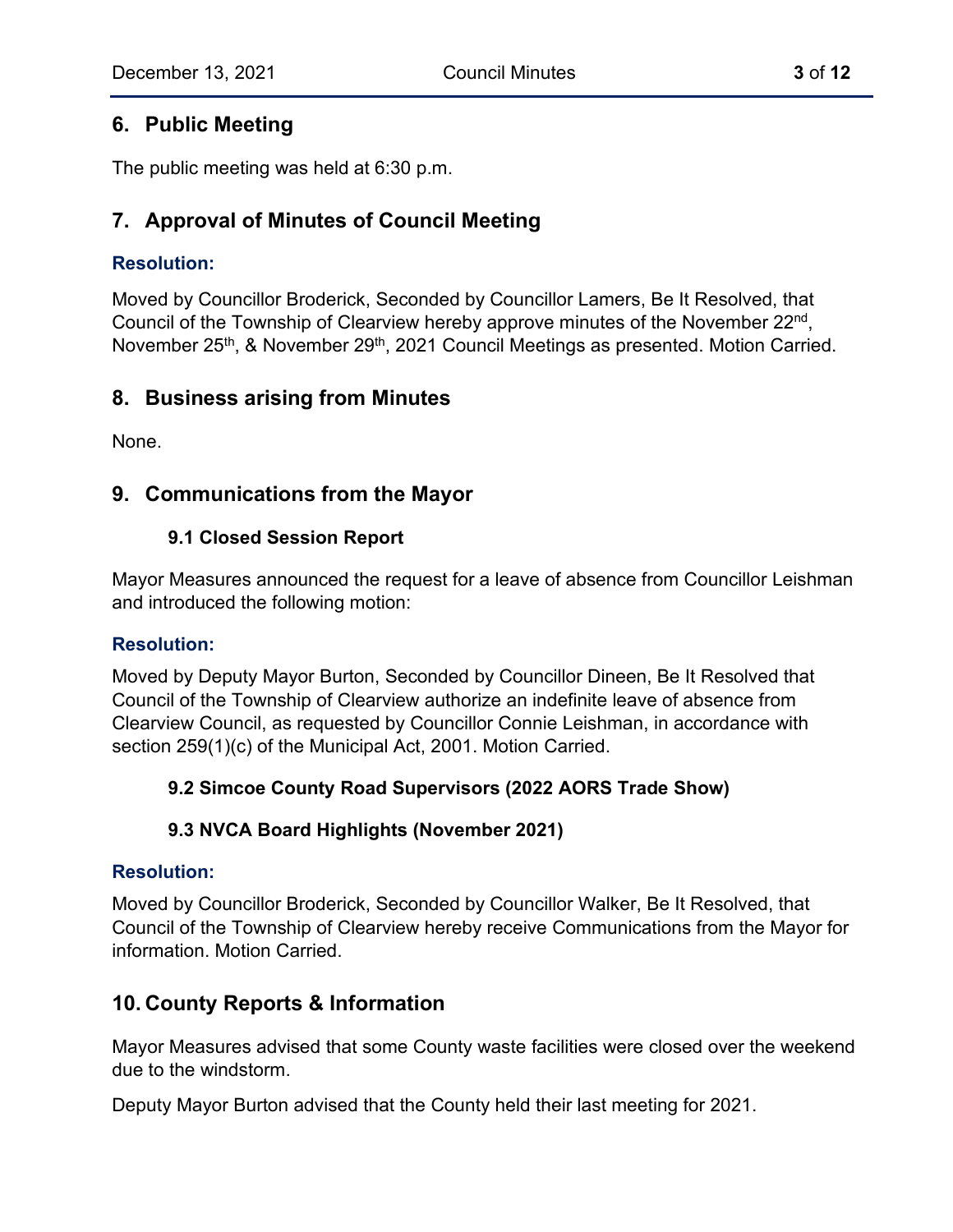## 6. Public Meeting

The public meeting was held at 6:30 p.m.

## 7. Approval of Minutes of Council Meeting

**Resolution:**

Moved by Councillor Broderick, Seconded by Councillor Lamers, Be It Resolved, that Council of the Township of Clearview hereby approve minutes of the November 22nd, November 25th, & November 29th, 2021 Council Meetings as presented. Motion Carried.

## 8. Business arising from Minutes

None.

## 9. Communications from the Mayor

### 9.1 Closed Session Report

Mayor Measures announced the request for a leave of absence from Councillor Leishman and introduced the following motion:

**Resolution:**

Moved by Deputy Mayor Burton, Seconded by Councillor Dineen, Be It Resolved that Council of the Township of Clearview authorize an indefinite leave of absence from Clearview Council, as requested by Councillor Connie Leishman, in accordance with section 259(1)(c) of the Municipal Act, 2001. Motion Carried.

### 9.2 Simcoe County Road Supervisors (2022 AORS Trade Show)

### 9.3 NVCA Board Highlights (November 2021)

**Resolution:**

Moved by Councillor Broderick, Seconded by Councillor Walker, Be It Resolved, that Council of the Township of Clearview hereby receive Communications from the Mayor for information. Motion Carried.

## 10. County Reports & Information

Mayor Measures advised that some County waste facilities were closed over the weekend due to the windstorm.

Deputy Mayor Burton advised that the County held their last meeting for 2021.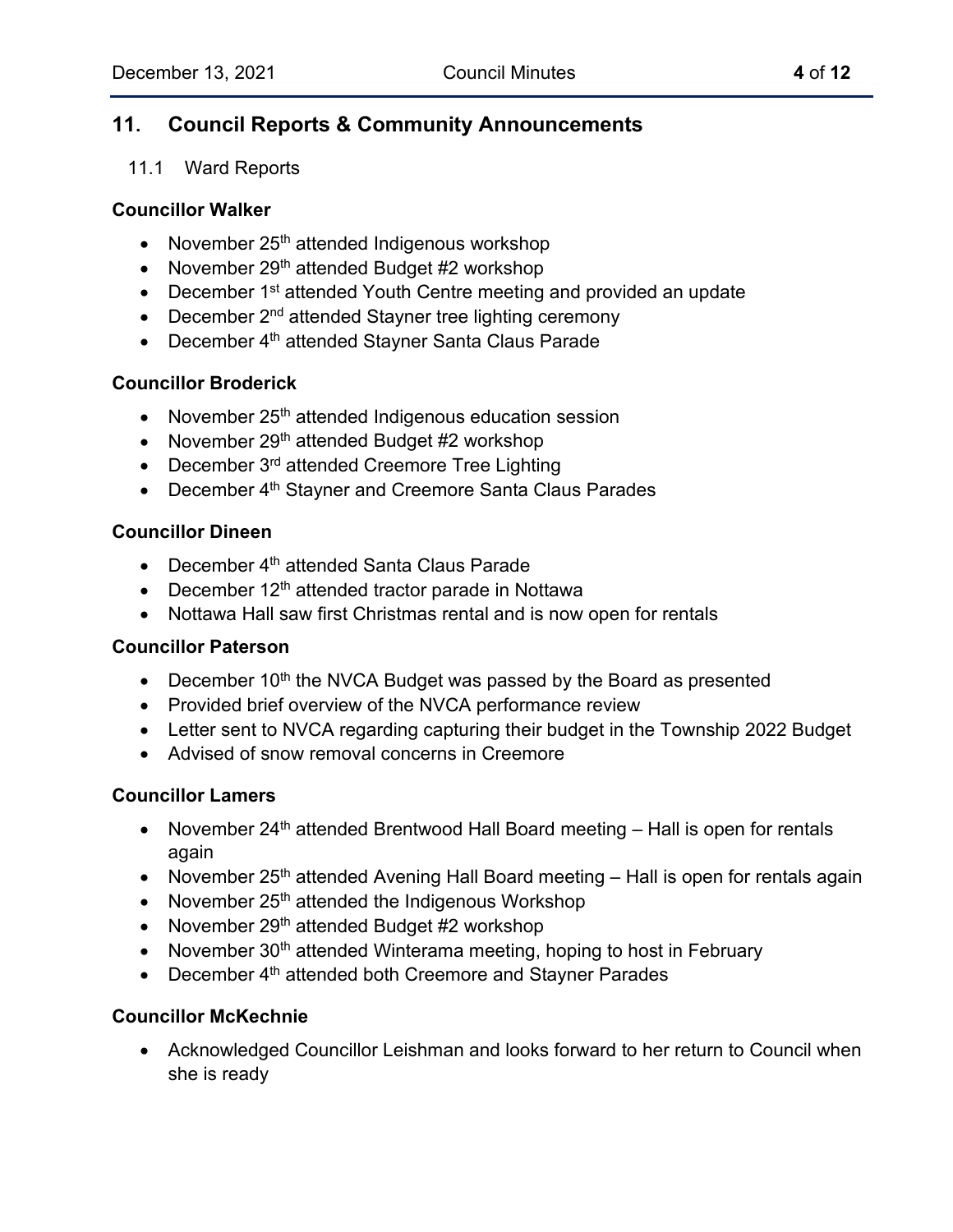## 11. Council Reports & Community Announcements

11.1 Ward Reports

**Councillor Walker**

- November 25th attended Indigenous workshop
- November 29th attended Budget #2 workshop
- December 1st attended Youth Centre meeting and provided an update
- December 2nd attended Stayner tree lighting ceremony
- December 4th attended Stayner Santa Claus Parade

**Councillor Broderick**

- November 25th attended Indigenous education session
- November 29th attended Budget #2 workshop
- December 3rd attended Creemore Tree Lighting
- December 4th Stayner and Creemore Santa Claus Parades

**Councillor Dineen**

- December 4th attended Santa Claus Parade
- December 12th attended tractor parade in Nottawa
- Nottawa Hall saw first Christmas rental and is now open for rentals

**Councillor Paterson**

- December 10th the NVCA Budget was passed by the Board as presented
- Provided brief overview of the NVCA performance review
- Letter sent to NVCA regarding capturing their budget in the Township 2022 Budget
- Advised of snow removal concerns in Creemore

**Councillor Lamers**

- November 24th attended Brentwood Hall Board meeting – Hall is open for rentals again
- November 25th attended Avening Hall Board meeting – Hall is open for rentals again
- November 25th attended the Indigenous Workshop
- November 29th attended Budget #2 workshop
- November 30th attended Winterama meeting, hoping to host in February
- December 4th attended both Creemore and Stayner Parades

**Councillor McKechnie**

- Acknowledged Councillor Leishman and looks forward to her return to Council when she is ready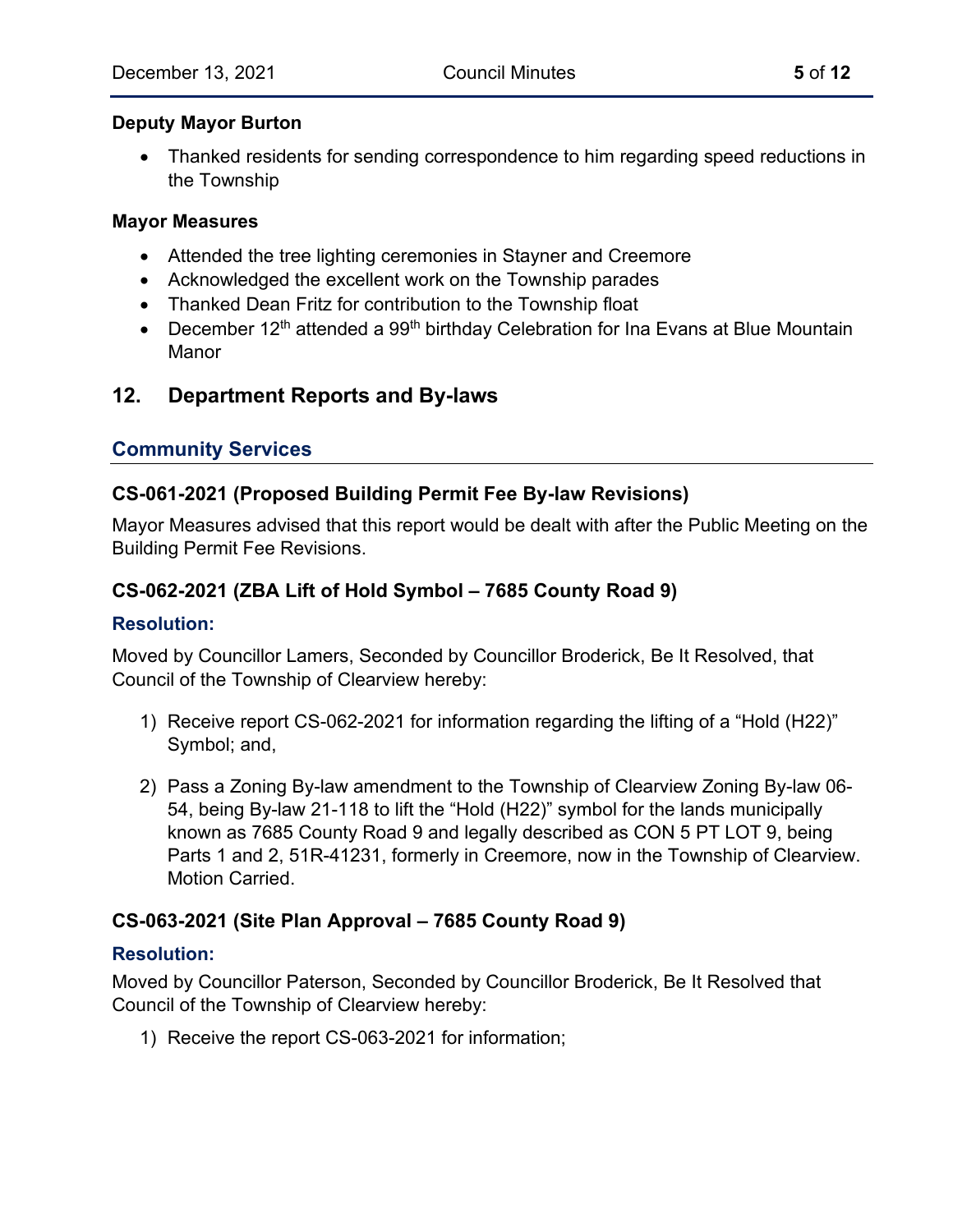**Deputy Mayor Burton**

- Thanked residents for sending correspondence to him regarding speed reductions in the Township

**Mayor Measures**

- Attended the tree lighting ceremonies in Stayner and Creemore
- Acknowledged the excellent work on the Township parades
- Thanked Dean Fritz for contribution to the Township float
- December 12th attended a 99th birthday Celebration for Ina Evans at Blue Mountain Manor

## 12. Department Reports and By-laws

### Community Services

#### CS-061-2021 (Proposed Building Permit Fee By-law Revisions)

Mayor Measures advised that this report would be dealt with after the Public Meeting on the Building Permit Fee Revisions.

#### CS-062-2021 (ZBA Lift of Hold Symbol – 7685 County Road 9)

**Resolution:**

Moved by Councillor Lamers, Seconded by Councillor Broderick, Be It Resolved, that Council of the Township of Clearview hereby:

1) Receive report CS-062-2021 for information regarding the lifting of a "Hold (H22)" Symbol; and,

2) Pass a Zoning By-law amendment to the Township of Clearview Zoning By-law 06-54, being By-law 21-118 to lift the "Hold (H22)" symbol for the lands municipally known as 7685 County Road 9 and legally described as CON 5 PT LOT 9, being Parts 1 and 2, 51R-41231, formerly in Creemore, now in the Township of Clearview. Motion Carried.

#### CS-063-2021 (Site Plan Approval – 7685 County Road 9)

**Resolution:**

Moved by Councillor Paterson, Seconded by Councillor Broderick, Be It Resolved that Council of the Township of Clearview hereby:

1) Receive the report CS-063-2021 for information;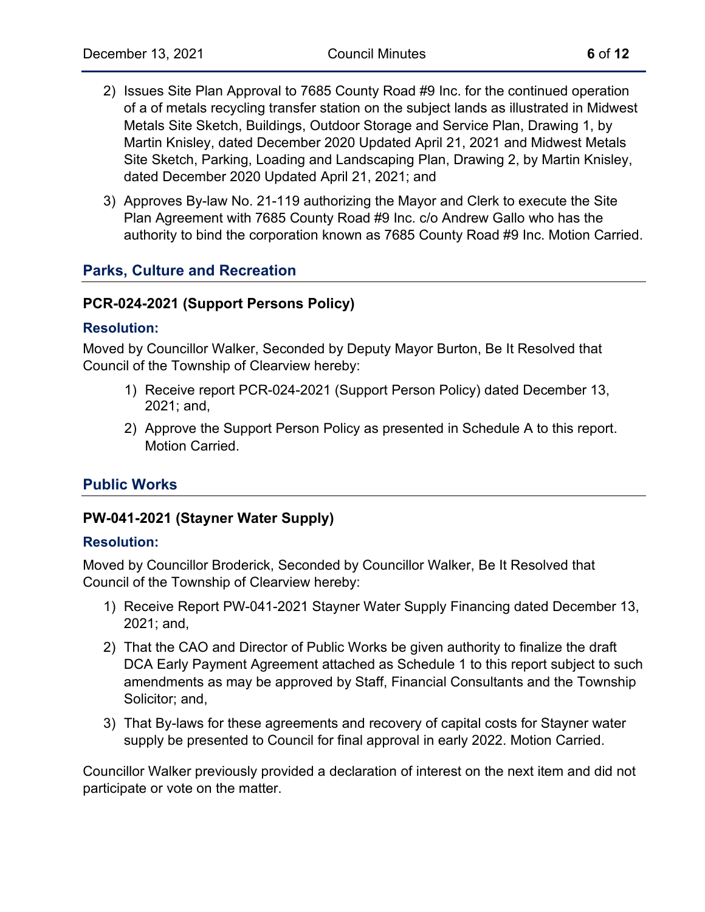2) Issues Site Plan Approval to 7685 County Road #9 Inc. for the continued operation of a of metals recycling transfer station on the subject lands as illustrated in Midwest Metals Site Sketch, Buildings, Outdoor Storage and Service Plan, Drawing 1, by Martin Knisley, dated December 2020 Updated April 21, 2021 and Midwest Metals Site Sketch, Parking, Loading and Landscaping Plan, Drawing 2, by Martin Knisley, dated December 2020 Updated April 21, 2021; and

3) Approves By-law No. 21-119 authorizing the Mayor and Clerk to execute the Site Plan Agreement with 7685 County Road #9 Inc. c/o Andrew Gallo who has the authority to bind the corporation known as 7685 County Road #9 Inc. Motion Carried.

## Parks, Culture and Recreation

### PCR-024-2021 (Support Persons Policy)

**Resolution:**

Moved by Councillor Walker, Seconded by Deputy Mayor Burton, Be It Resolved that Council of the Township of Clearview hereby:

1) Receive report PCR-024-2021 (Support Person Policy) dated December 13, 2021; and,
2) Approve the Support Person Policy as presented in Schedule A to this report. Motion Carried.

## Public Works

### PW-041-2021 (Stayner Water Supply)

**Resolution:**

Moved by Councillor Broderick, Seconded by Councillor Walker, Be It Resolved that Council of the Township of Clearview hereby:

1) Receive Report PW-041-2021 Stayner Water Supply Financing dated December 13, 2021; and,
2) That the CAO and Director of Public Works be given authority to finalize the draft DCA Early Payment Agreement attached as Schedule 1 to this report subject to such amendments as may be approved by Staff, Financial Consultants and the Township Solicitor; and,
3) That By-laws for these agreements and recovery of capital costs for Stayner water supply be presented to Council for final approval in early 2022. Motion Carried.

Councillor Walker previously provided a declaration of interest on the next item and did not participate or vote on the matter.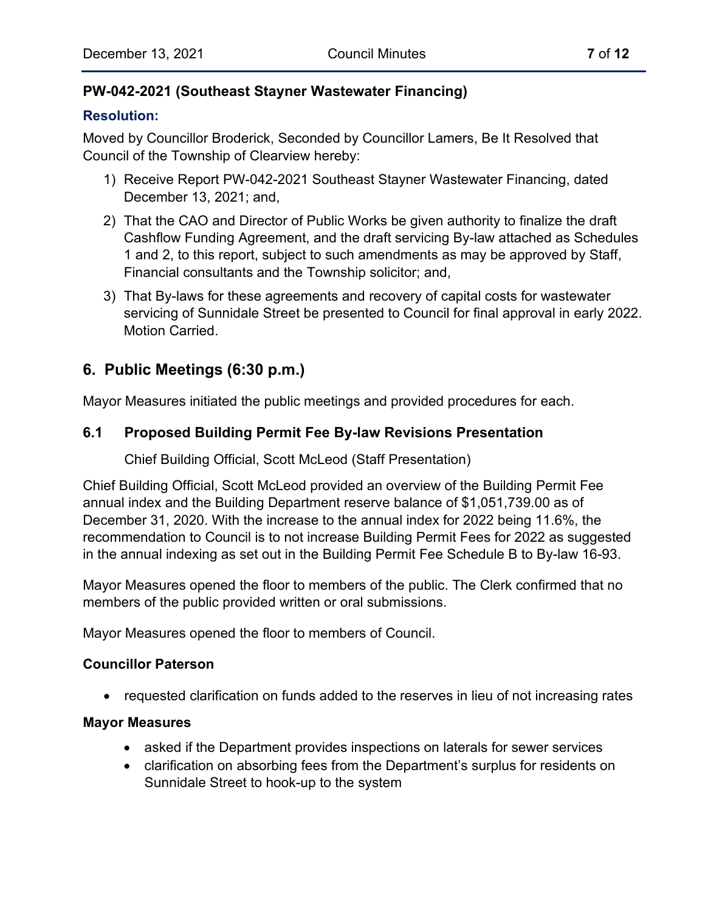**PW-042-2021 (Southeast Stayner Wastewater Financing)**

**Resolution:**

Moved by Councillor Broderick, Seconded by Councillor Lamers, Be It Resolved that Council of the Township of Clearview hereby:

1) Receive Report PW-042-2021 Southeast Stayner Wastewater Financing, dated December 13, 2021; and,
2) That the CAO and Director of Public Works be given authority to finalize the draft Cashflow Funding Agreement, and the draft servicing By-law attached as Schedules 1 and 2, to this report, subject to such amendments as may be approved by Staff, Financial consultants and the Township solicitor; and,
3) That By-laws for these agreements and recovery of capital costs for wastewater servicing of Sunnidale Street be presented to Council for final approval in early 2022. Motion Carried.

## 6. Public Meetings (6:30 p.m.)

Mayor Measures initiated the public meetings and provided procedures for each.

### 6.1 Proposed Building Permit Fee By-law Revisions Presentation

Chief Building Official, Scott McLeod (Staff Presentation)

Chief Building Official, Scott McLeod provided an overview of the Building Permit Fee annual index and the Building Department reserve balance of $1,051,739.00 as of December 31, 2020. With the increase to the annual index for 2022 being 11.6%, the recommendation to Council is to not increase Building Permit Fees for 2022 as suggested in the annual indexing as set out in the Building Permit Fee Schedule B to By-law 16-93.

Mayor Measures opened the floor to members of the public. The Clerk confirmed that no members of the public provided written or oral submissions.

Mayor Measures opened the floor to members of Council.

**Councillor Paterson**

- requested clarification on funds added to the reserves in lieu of not increasing rates

**Mayor Measures**

- asked if the Department provides inspections on laterals for sewer services
- clarification on absorbing fees from the Department's surplus for residents on Sunnidale Street to hook-up to the system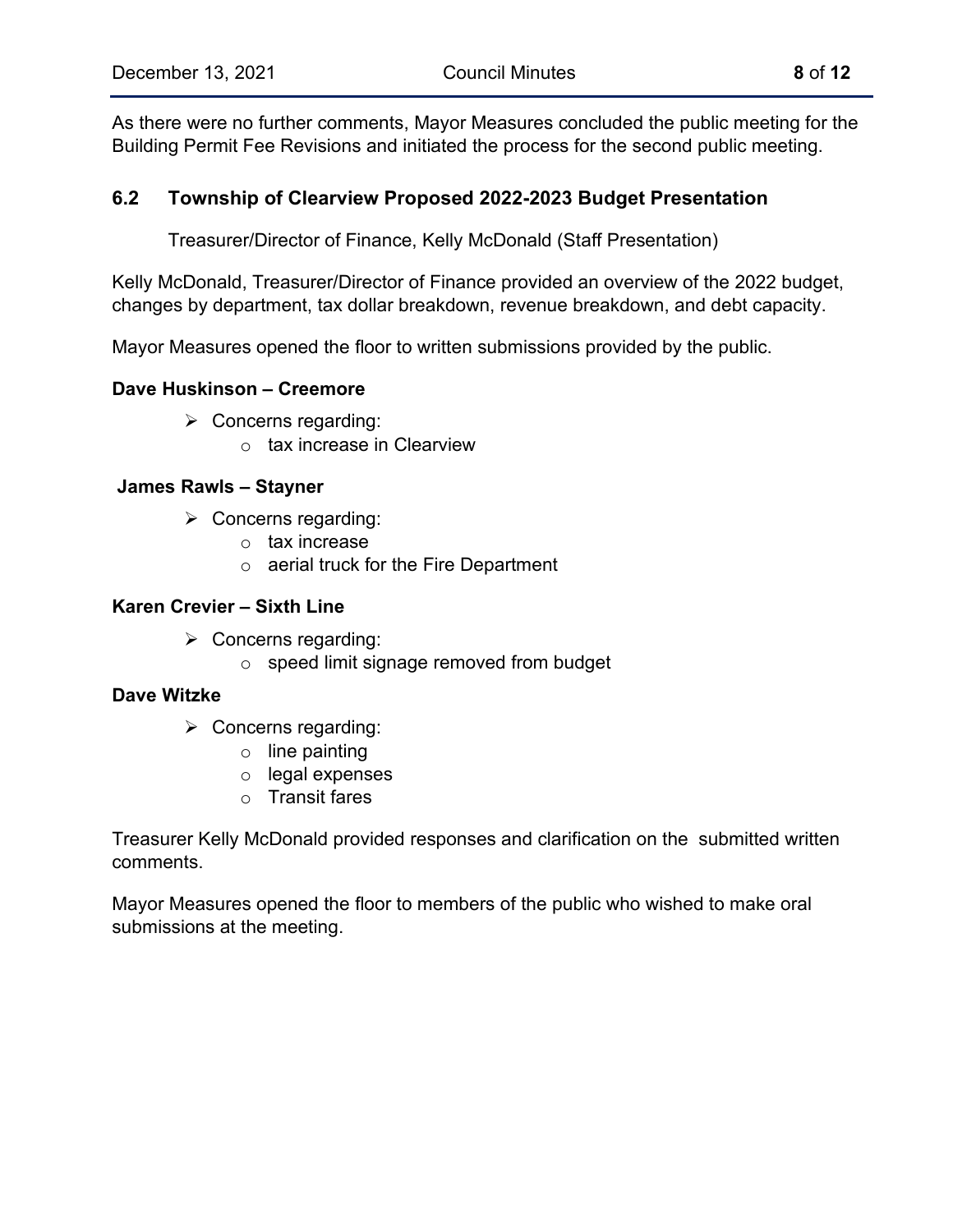As there were no further comments, Mayor Measures concluded the public meeting for the Building Permit Fee Revisions and initiated the process for the second public meeting.

## 6.2 Township of Clearview Proposed 2022-2023 Budget Presentation

Treasurer/Director of Finance, Kelly McDonald (Staff Presentation)

Kelly McDonald, Treasurer/Director of Finance provided an overview of the 2022 budget, changes by department, tax dollar breakdown, revenue breakdown, and debt capacity.

Mayor Measures opened the floor to written submissions provided by the public.

**Dave Huskinson – Creemore**

- Concerns regarding:
  - tax increase in Clearview

**James Rawls – Stayner**

- Concerns regarding:
  - tax increase
  - aerial truck for the Fire Department

**Karen Crevier – Sixth Line**

- Concerns regarding:
  - speed limit signage removed from budget

**Dave Witzke**

- Concerns regarding:
  - line painting
  - legal expenses
  - Transit fares

Treasurer Kelly McDonald provided responses and clarification on the submitted written comments.

Mayor Measures opened the floor to members of the public who wished to make oral submissions at the meeting.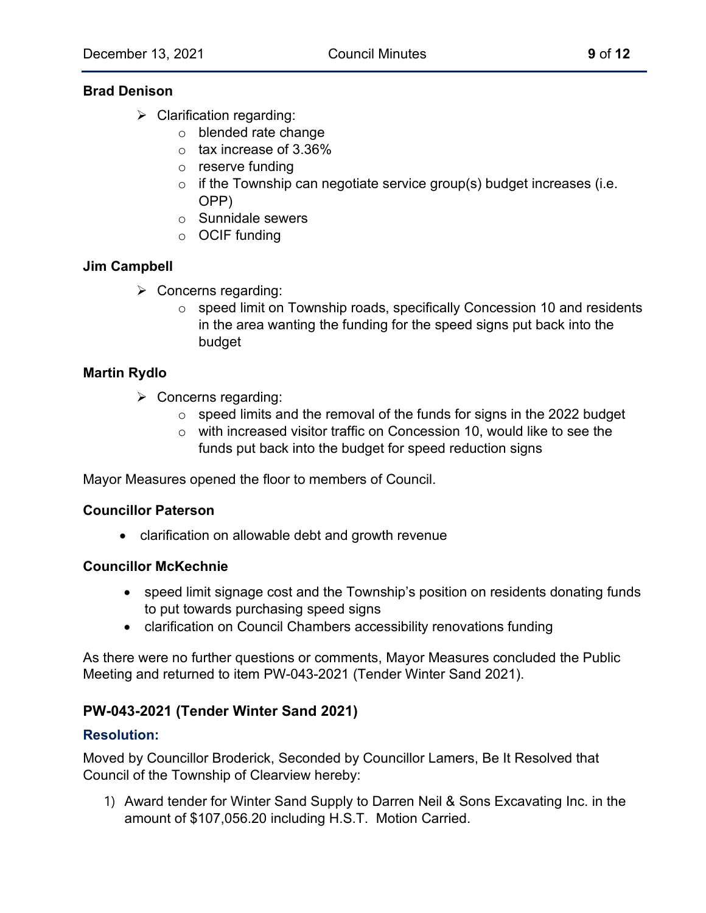**Brad Denison**

- Clarification regarding:
  - blended rate change
  - tax increase of 3.36%
  - reserve funding
  - if the Township can negotiate service group(s) budget increases (i.e. OPP)
  - Sunnidale sewers
  - OCIF funding

**Jim Campbell**

- Concerns regarding:
  - speed limit on Township roads, specifically Concession 10 and residents in the area wanting the funding for the speed signs put back into the budget

**Martin Rydlo**

- Concerns regarding:
  - speed limits and the removal of the funds for signs in the 2022 budget
  - with increased visitor traffic on Concession 10, would like to see the funds put back into the budget for speed reduction signs

Mayor Measures opened the floor to members of Council.

**Councillor Paterson**

- clarification on allowable debt and growth revenue

**Councillor McKechnie**

- speed limit signage cost and the Township's position on residents donating funds to put towards purchasing speed signs
- clarification on Council Chambers accessibility renovations funding

As there were no further questions or comments, Mayor Measures concluded the Public Meeting and returned to item PW-043-2021 (Tender Winter Sand 2021).

### PW-043-2021 (Tender Winter Sand 2021)

**Resolution:**

Moved by Councillor Broderick, Seconded by Councillor Lamers, Be It Resolved that Council of the Township of Clearview hereby:

1) Award tender for Winter Sand Supply to Darren Neil & Sons Excavating Inc. in the amount of $107,056.20 including H.S.T. Motion Carried.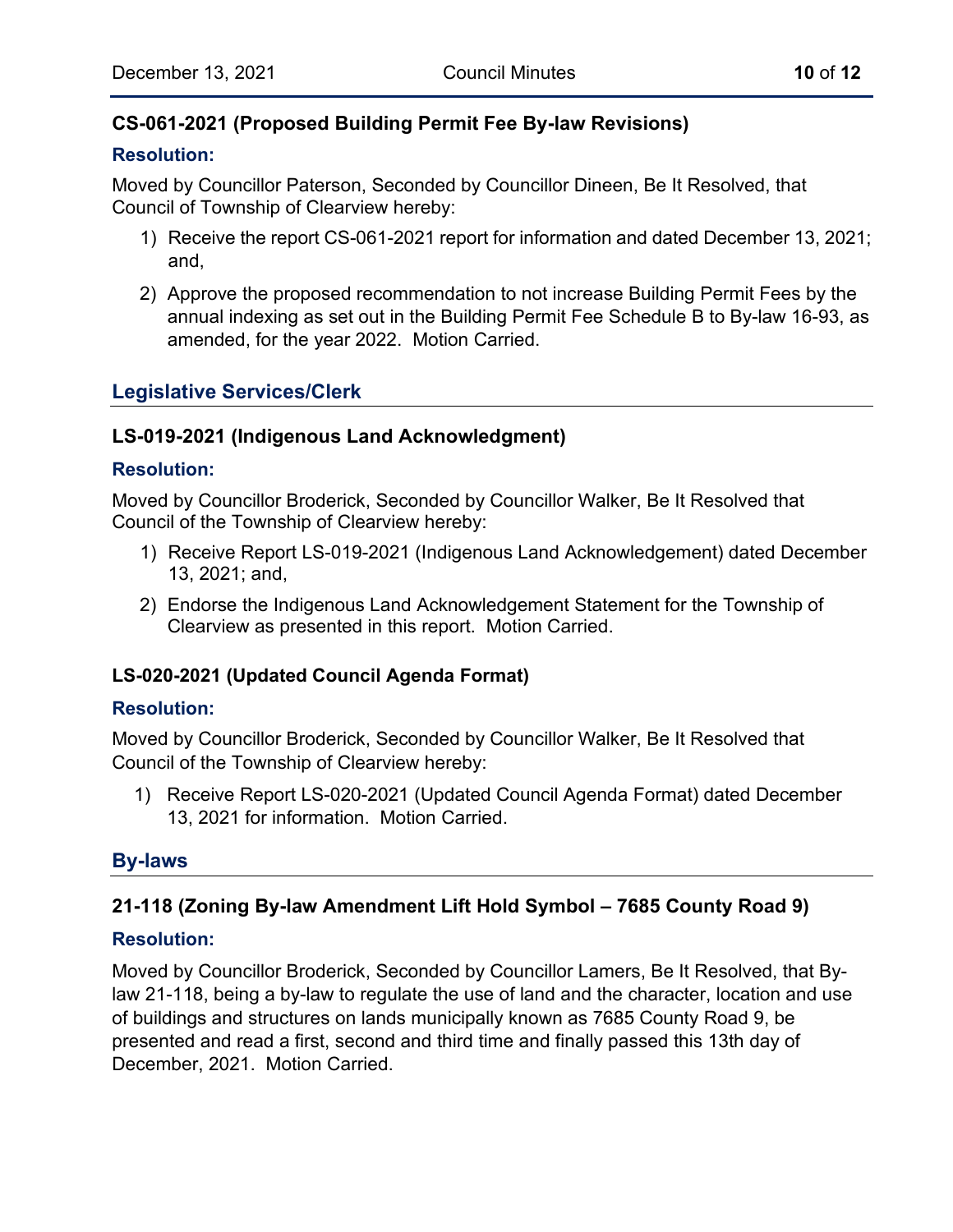### CS-061-2021 (Proposed Building Permit Fee By-law Revisions)

#### Resolution:

Moved by Councillor Paterson, Seconded by Councillor Dineen, Be It Resolved, that Council of Township of Clearview hereby:

1) Receive the report CS-061-2021 report for information and dated December 13, 2021; and,
2) Approve the proposed recommendation to not increase Building Permit Fees by the annual indexing as set out in the Building Permit Fee Schedule B to By-law 16-93, as amended, for the year 2022. Motion Carried.

## Legislative Services/Clerk

### LS-019-2021 (Indigenous Land Acknowledgment)

#### Resolution:

Moved by Councillor Broderick, Seconded by Councillor Walker, Be It Resolved that Council of the Township of Clearview hereby:

1) Receive Report LS-019-2021 (Indigenous Land Acknowledgement) dated December 13, 2021; and,
2) Endorse the Indigenous Land Acknowledgement Statement for the Township of Clearview as presented in this report. Motion Carried.

### LS-020-2021 (Updated Council Agenda Format)

#### Resolution:

Moved by Councillor Broderick, Seconded by Councillor Walker, Be It Resolved that Council of the Township of Clearview hereby:

1) Receive Report LS-020-2021 (Updated Council Agenda Format) dated December 13, 2021 for information. Motion Carried.

## By-laws

### 21-118 (Zoning By-law Amendment Lift Hold Symbol – 7685 County Road 9)

#### Resolution:

Moved by Councillor Broderick, Seconded by Councillor Lamers, Be It Resolved, that By-law 21-118, being a by-law to regulate the use of land and the character, location and use of buildings and structures on lands municipally known as 7685 County Road 9, be presented and read a first, second and third time and finally passed this 13th day of December, 2021. Motion Carried.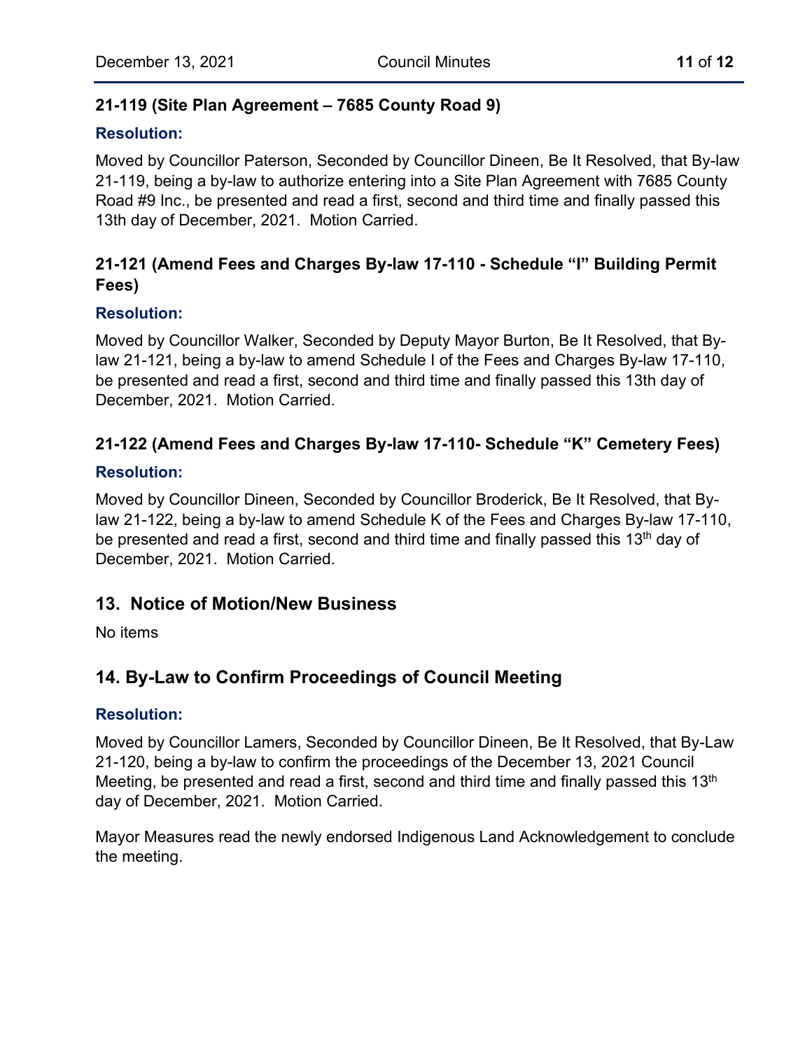### 21-119 (Site Plan Agreement – 7685 County Road 9)

**Resolution:**

Moved by Councillor Paterson, Seconded by Councillor Dineen, Be It Resolved, that By-law 21-119, being a by-law to authorize entering into a Site Plan Agreement with 7685 County Road #9 Inc., be presented and read a first, second and third time and finally passed this 13th day of December, 2021. Motion Carried.

### 21-121 (Amend Fees and Charges By-law 17-110 - Schedule "I" Building Permit Fees)

**Resolution:**

Moved by Councillor Walker, Seconded by Deputy Mayor Burton, Be It Resolved, that By-law 21-121, being a by-law to amend Schedule I of the Fees and Charges By-law 17-110, be presented and read a first, second and third time and finally passed this 13th day of December, 2021. Motion Carried.

### 21-122 (Amend Fees and Charges By-law 17-110- Schedule "K" Cemetery Fees)

**Resolution:**

Moved by Councillor Dineen, Seconded by Councillor Broderick, Be It Resolved, that By-law 21-122, being a by-law to amend Schedule K of the Fees and Charges By-law 17-110, be presented and read a first, second and third time and finally passed this 13th day of December, 2021. Motion Carried.

## 13. Notice of Motion/New Business

No items

## 14. By-Law to Confirm Proceedings of Council Meeting

**Resolution:**

Moved by Councillor Lamers, Seconded by Councillor Dineen, Be It Resolved, that By-Law 21-120, being a by-law to confirm the proceedings of the December 13, 2021 Council Meeting, be presented and read a first, second and third time and finally passed this 13th day of December, 2021. Motion Carried.

Mayor Measures read the newly endorsed Indigenous Land Acknowledgement to conclude the meeting.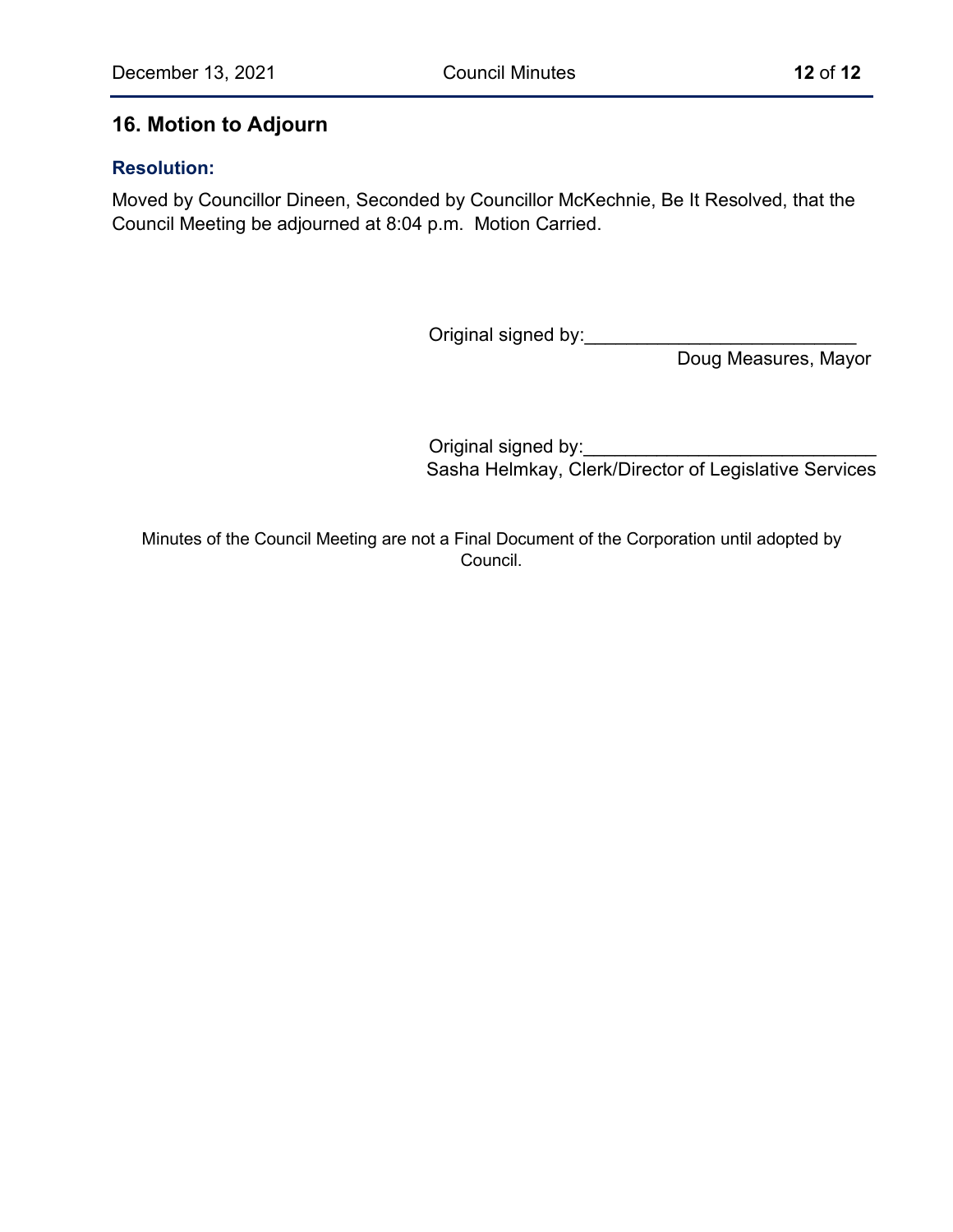## 16. Motion to Adjourn

### Resolution:

Moved by Councillor Dineen, Seconded by Councillor McKechnie, Be It Resolved, that the Council Meeting be adjourned at 8:04 p.m. Motion Carried.

Original signed by:__________________________
Doug Measures, Mayor

Original signed by:____________________________
Sasha Helmkay, Clerk/Director of Legislative Services

Minutes of the Council Meeting are not a Final Document of the Corporation until adopted by Council.